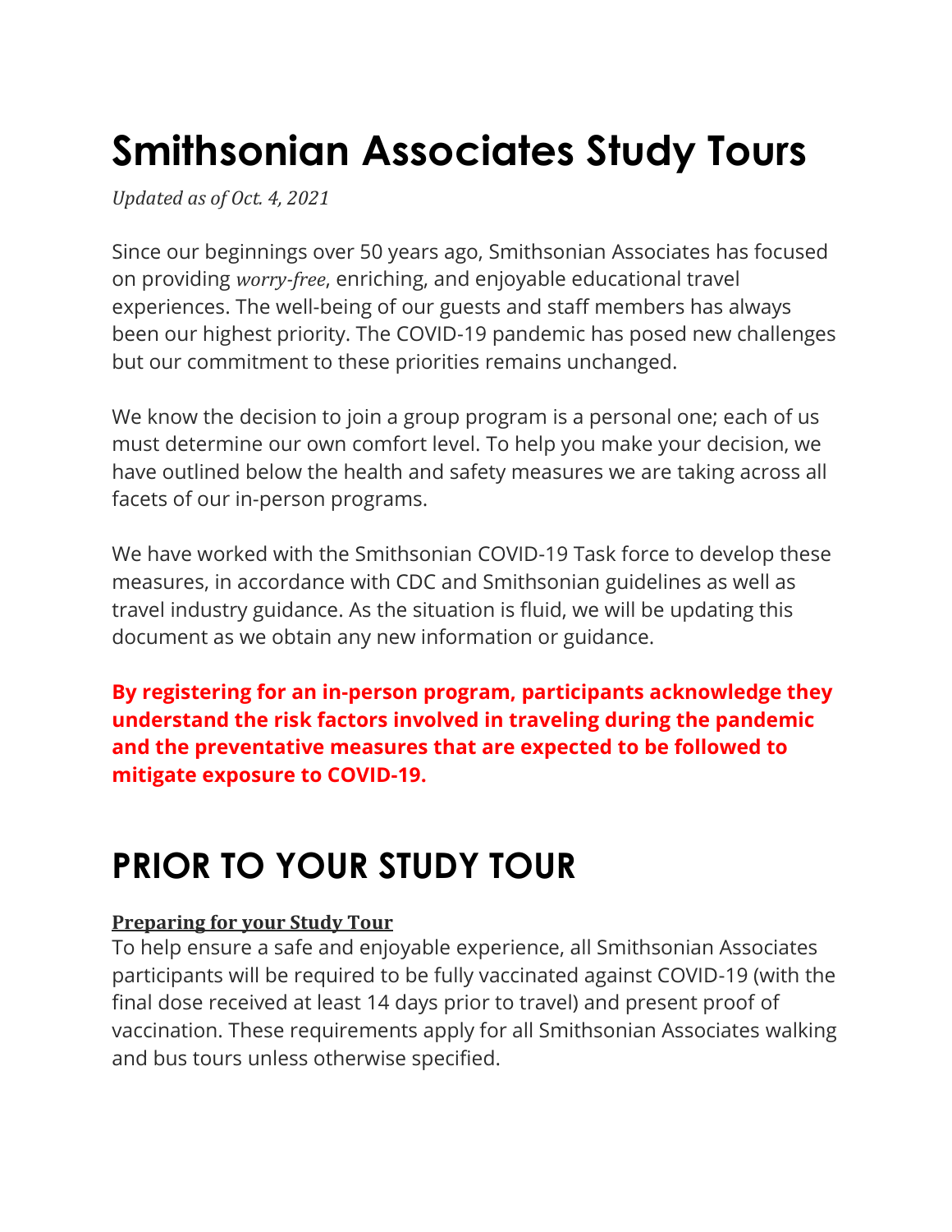# Smithsonian Associates Study Tours

*Updated as of Oct. 4, 2021*

Since our beginnings over 50 years ago, Smithsonian Associates has focused on providing *worry-free*, enriching, and enjoyable educational travel experiences. The well-being of our guests and staff members has always been our highest priority. The COVID-19 pandemic has posed new challenges but our commitment to these priorities remains unchanged.

We know the decision to join a group program is a personal one; each of us must determine our own comfort level. To help you make your decision, we have outlined below the health and safety measures we are taking across all facets of our in-person programs.

We have worked with the Smithsonian COVID-19 Task force to develop these measures, in accordance with CDC and Smithsonian guidelines as well as travel industry guidance. As the situation is fluid, we will be updating this document as we obtain any new information or guidance.

**By registering for an in-person program, participants acknowledge they understand the risk factors involved in traveling during the pandemic and the preventative measures that are expected to be followed to mitigate exposure to COVID-19.**

# PRIOR TO YOUR STUDY TOUR

**Preparing for your Study Tour**

To help ensure a safe and enjoyable experience, all Smithsonian Associates participants will be required to be fully vaccinated against COVID-19 (with the final dose received at least 14 days prior to travel) and present proof of vaccination. These requirements apply for all Smithsonian Associates walking and bus tours unless otherwise specified.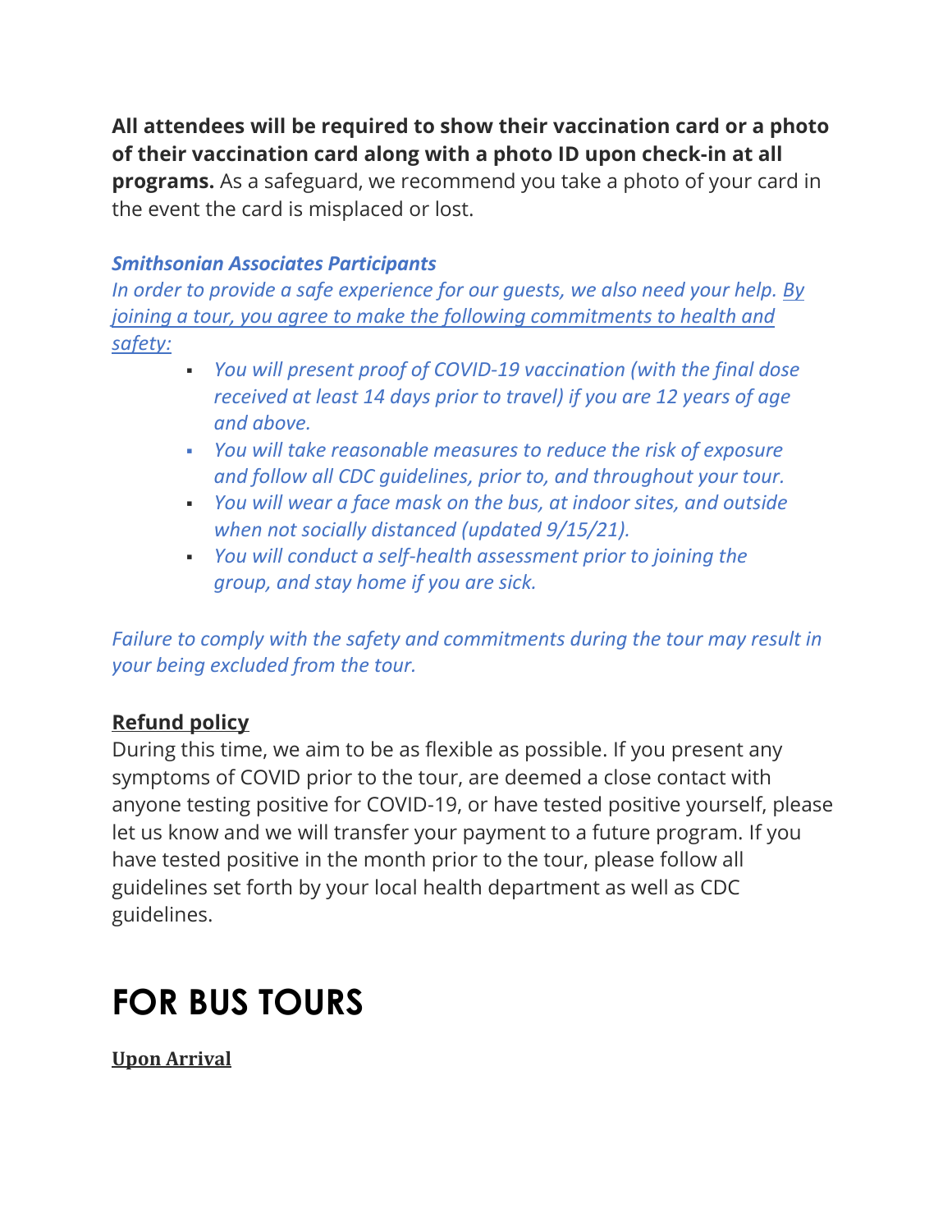**All attendees will be required to show their vaccination card or a photo of their vaccination card along with a photo ID upon check-in at all programs.** As a safeguard, we recommend you take a photo of your card in the event the card is misplaced or lost.

***Smithsonian Associates Participants***

*In order to provide a safe experience for our guests, we also need your help. By joining a tour, you agree to make the following commitments to health and safety:*

- *You will present proof of COVID-19 vaccination (with the final dose received at least 14 days prior to travel) if you are 12 years of age and above.*
- *You will take reasonable measures to reduce the risk of exposure and follow all CDC guidelines, prior to, and throughout your tour.*
- *You will wear a face mask on the bus, at indoor sites, and outside when not socially distanced (updated 9/15/21).*
- *You will conduct a self-health assessment prior to joining the group, and stay home if you are sick.*

*Failure to comply with the safety and commitments during the tour may result in your being excluded from the tour.*

**Refund policy**

During this time, we aim to be as flexible as possible. If you present any symptoms of COVID prior to the tour, are deemed a close contact with anyone testing positive for COVID-19, or have tested positive yourself, please let us know and we will transfer your payment to a future program. If you have tested positive in the month prior to the tour, please follow all guidelines set forth by your local health department as well as CDC guidelines.

# FOR BUS TOURS

**Upon Arrival**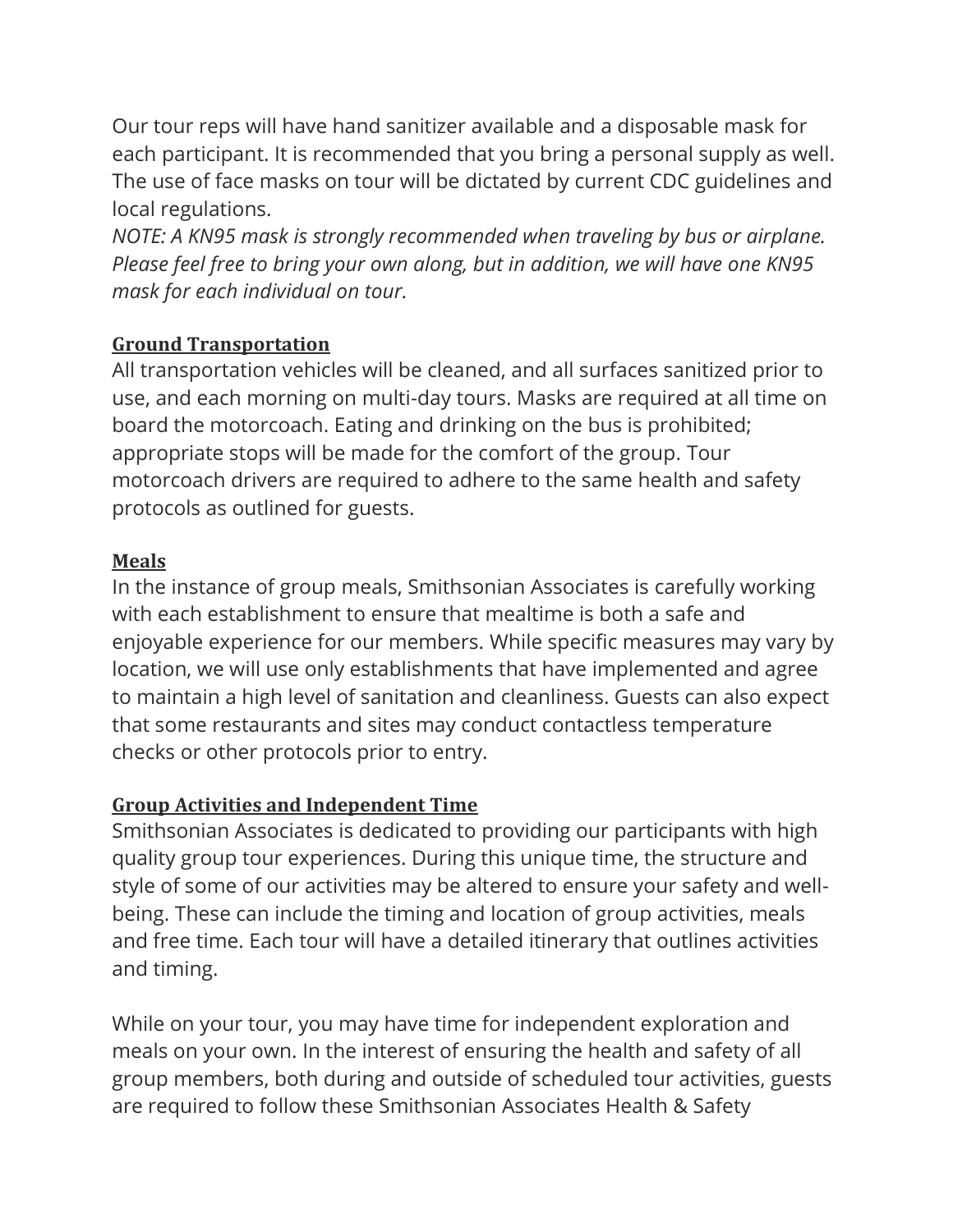Our tour reps will have hand sanitizer available and a disposable mask for each participant. It is recommended that you bring a personal supply as well. The use of face masks on tour will be dictated by current CDC guidelines and local regulations.
*NOTE: A KN95 mask is strongly recommended when traveling by bus or airplane. Please feel free to bring your own along, but in addition, we will have one KN95 mask for each individual on tour.*

**Ground Transportation**
All transportation vehicles will be cleaned, and all surfaces sanitized prior to use, and each morning on multi-day tours. Masks are required at all time on board the motorcoach. Eating and drinking on the bus is prohibited; appropriate stops will be made for the comfort of the group. Tour motorcoach drivers are required to adhere to the same health and safety protocols as outlined for guests.

**Meals**
In the instance of group meals, Smithsonian Associates is carefully working with each establishment to ensure that mealtime is both a safe and enjoyable experience for our members. While specific measures may vary by location, we will use only establishments that have implemented and agree to maintain a high level of sanitation and cleanliness. Guests can also expect that some restaurants and sites may conduct contactless temperature checks or other protocols prior to entry.

**Group Activities and Independent Time**
Smithsonian Associates is dedicated to providing our participants with high quality group tour experiences. During this unique time, the structure and style of some of our activities may be altered to ensure your safety and well-being. These can include the timing and location of group activities, meals and free time. Each tour will have a detailed itinerary that outlines activities and timing.

While on your tour, you may have time for independent exploration and meals on your own. In the interest of ensuring the health and safety of all group members, both during and outside of scheduled tour activities, guests are required to follow these Smithsonian Associates Health & Safety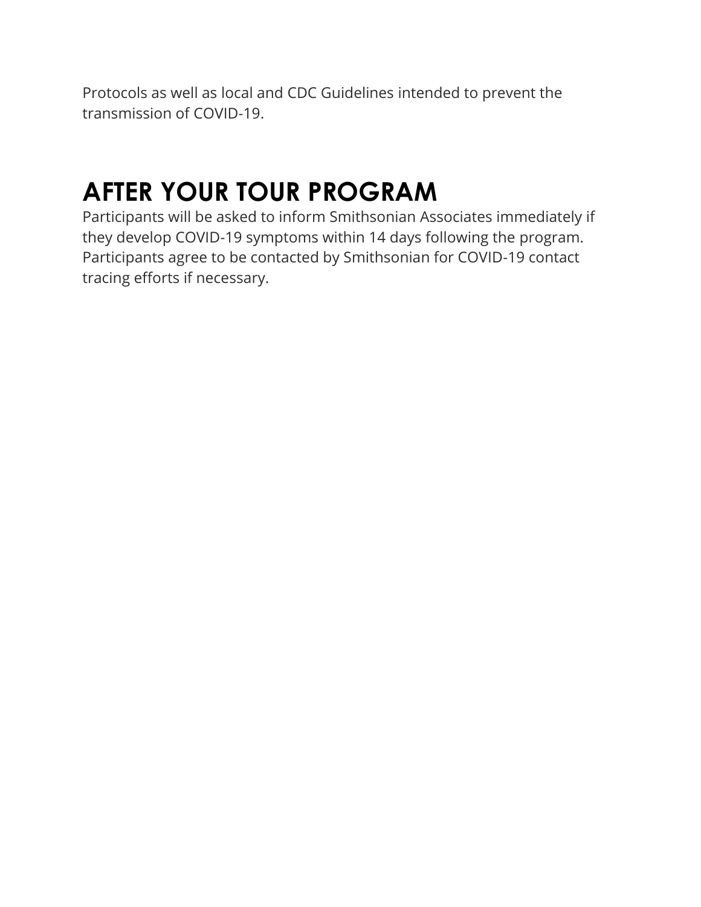Protocols as well as local and CDC Guidelines intended to prevent the transmission of COVID-19.

## AFTER YOUR TOUR PROGRAM

Participants will be asked to inform Smithsonian Associates immediately if they develop COVID-19 symptoms within 14 days following the program. Participants agree to be contacted by Smithsonian for COVID-19 contact tracing efforts if necessary.